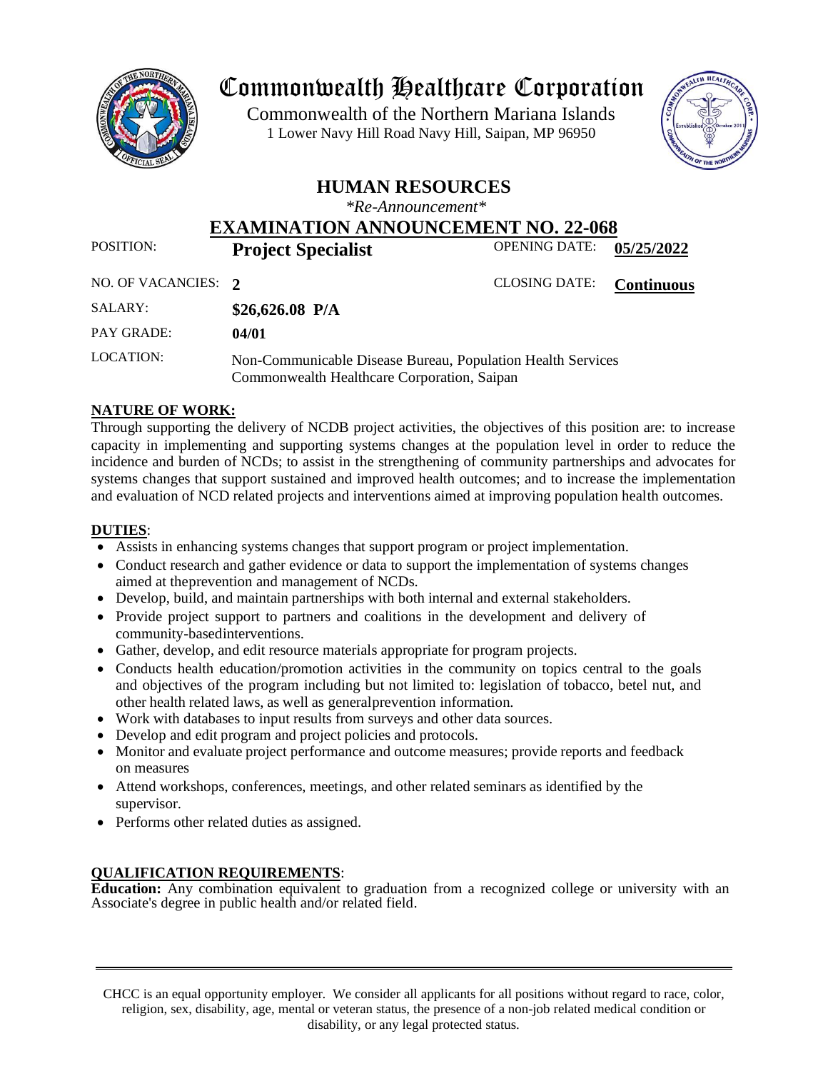# Commonwealth Healthcare Corporation

Commonwealth of the Northern Mariana Islands
1 Lower Navy Hill Road Navy Hill, Saipan, MP 96950

## HUMAN RESOURCES

*\*Re-Announcement\**

## EXAMINATION ANNOUNCEMENT NO. 22-068

| | | | |
|---|---|---|---|
| POSITION: | **Project Specialist** | OPENING DATE: | **05/25/2022** |
| NO. OF VACANCIES: | **2** | CLOSING DATE: | **Continuous** |
| SALARY: | **$26,626.08 P/A** | | |
| PAY GRADE: | **04/01** | | |
| LOCATION: | Non-Communicable Disease Bureau, Population Health Services<br>Commonwealth Healthcare Corporation, Saipan | | |

**NATURE OF WORK:**

Through supporting the delivery of NCDB project activities, the objectives of this position are: to increase capacity in implementing and supporting systems changes at the population level in order to reduce the incidence and burden of NCDs; to assist in the strengthening of community partnerships and advocates for systems changes that support sustained and improved health outcomes; and to increase the implementation and evaluation of NCD related projects and interventions aimed at improving population health outcomes.

**DUTIES**:

- Assists in enhancing systems changes that support program or project implementation.
- Conduct research and gather evidence or data to support the implementation of systems changes aimed at theprevention and management of NCDs.
- Develop, build, and maintain partnerships with both internal and external stakeholders.
- Provide project support to partners and coalitions in the development and delivery of community-basedinterventions.
- Gather, develop, and edit resource materials appropriate for program projects.
- Conducts health education/promotion activities in the community on topics central to the goals and objectives of the program including but not limited to: legislation of tobacco, betel nut, and other health related laws, as well as generalprevention information.
- Work with databases to input results from surveys and other data sources.
- Develop and edit program and project policies and protocols.
- Monitor and evaluate project performance and outcome measures; provide reports and feedback on measures
- Attend workshops, conferences, meetings, and other related seminars as identified by the supervisor.
- Performs other related duties as assigned.

**QUALIFICATION REQUIREMENTS**:

**Education:** Any combination equivalent to graduation from a recognized college or university with an Associate's degree in public health and/or related field.

CHCC is an equal opportunity employer. We consider all applicants for all positions without regard to race, color, religion, sex, disability, age, mental or veteran status, the presence of a non-job related medical condition or disability, or any legal protected status.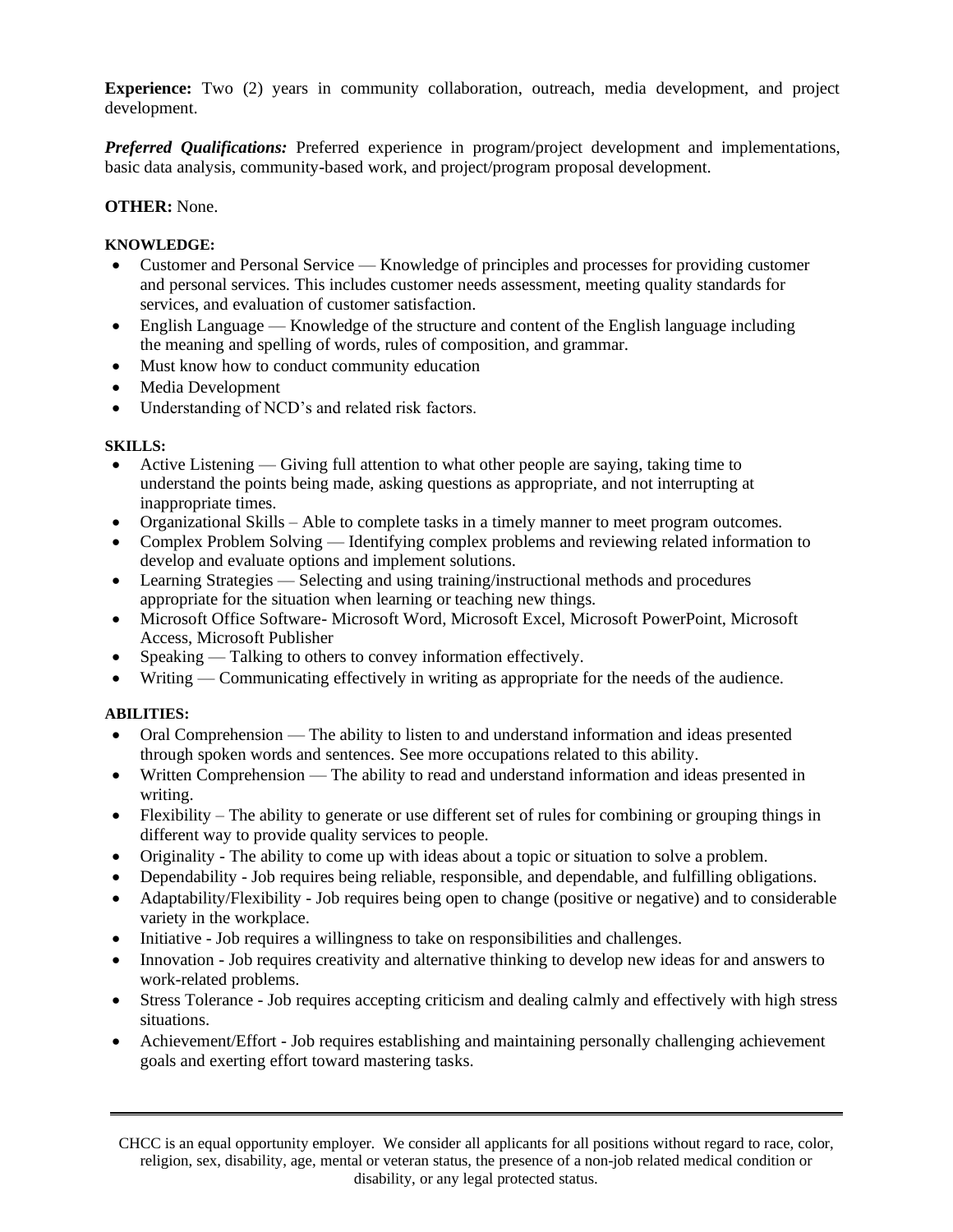**Experience:** Two (2) years in community collaboration, outreach, media development, and project development.

***Preferred Qualifications:*** Preferred experience in program/project development and implementations, basic data analysis, community-based work, and project/program proposal development.

**OTHER:** None.

**KNOWLEDGE:**

- Customer and Personal Service — Knowledge of principles and processes for providing customer and personal services. This includes customer needs assessment, meeting quality standards for services, and evaluation of customer satisfaction.
- English Language — Knowledge of the structure and content of the English language including the meaning and spelling of words, rules of composition, and grammar.
- Must know how to conduct community education
- Media Development
- Understanding of NCD's and related risk factors.

**SKILLS:**

- Active Listening — Giving full attention to what other people are saying, taking time to understand the points being made, asking questions as appropriate, and not interrupting at inappropriate times.
- Organizational Skills – Able to complete tasks in a timely manner to meet program outcomes.
- Complex Problem Solving — Identifying complex problems and reviewing related information to develop and evaluate options and implement solutions.
- Learning Strategies — Selecting and using training/instructional methods and procedures appropriate for the situation when learning or teaching new things.
- Microsoft Office Software- Microsoft Word, Microsoft Excel, Microsoft PowerPoint, Microsoft Access, Microsoft Publisher
- Speaking — Talking to others to convey information effectively.
- Writing — Communicating effectively in writing as appropriate for the needs of the audience.

**ABILITIES:**

- Oral Comprehension — The ability to listen to and understand information and ideas presented through spoken words and sentences. See more occupations related to this ability.
- Written Comprehension — The ability to read and understand information and ideas presented in writing.
- Flexibility – The ability to generate or use different set of rules for combining or grouping things in different way to provide quality services to people.
- Originality - The ability to come up with ideas about a topic or situation to solve a problem.
- Dependability - Job requires being reliable, responsible, and dependable, and fulfilling obligations.
- Adaptability/Flexibility - Job requires being open to change (positive or negative) and to considerable variety in the workplace.
- Initiative - Job requires a willingness to take on responsibilities and challenges.
- Innovation - Job requires creativity and alternative thinking to develop new ideas for and answers to work-related problems.
- Stress Tolerance - Job requires accepting criticism and dealing calmly and effectively with high stress situations.
- Achievement/Effort - Job requires establishing and maintaining personally challenging achievement goals and exerting effort toward mastering tasks.

---

CHCC is an equal opportunity employer. We consider all applicants for all positions without regard to race, color, religion, sex, disability, age, mental or veteran status, the presence of a non-job related medical condition or disability, or any legal protected status.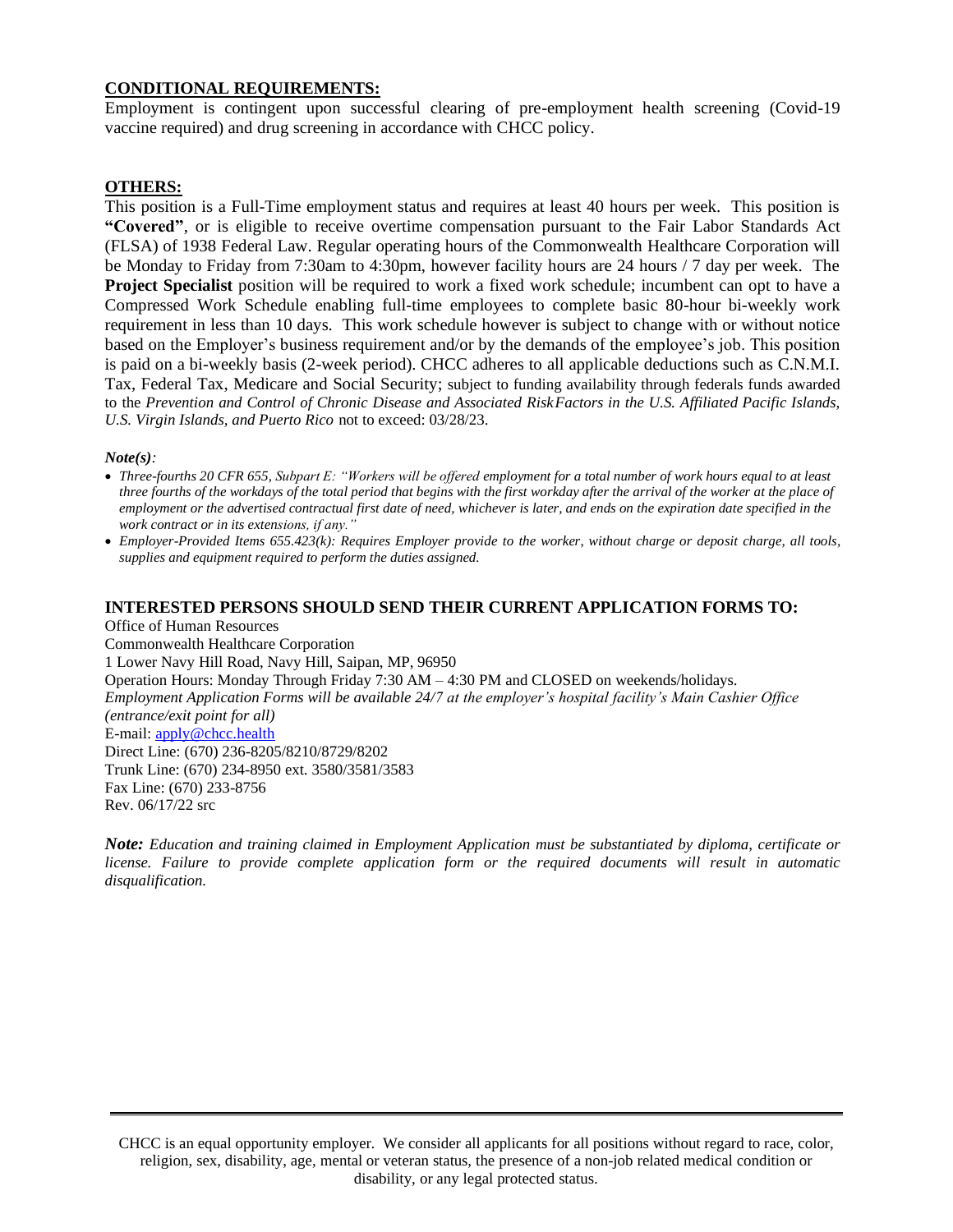**CONDITIONAL REQUIREMENTS:**

Employment is contingent upon successful clearing of pre-employment health screening (Covid-19 vaccine required) and drug screening in accordance with CHCC policy.

**OTHERS:**

This position is a Full-Time employment status and requires at least 40 hours per week. This position is **"Covered"**, or is eligible to receive overtime compensation pursuant to the Fair Labor Standards Act (FLSA) of 1938 Federal Law. Regular operating hours of the Commonwealth Healthcare Corporation will be Monday to Friday from 7:30am to 4:30pm, however facility hours are 24 hours / 7 day per week. The **Project Specialist** position will be required to work a fixed work schedule; incumbent can opt to have a Compressed Work Schedule enabling full-time employees to complete basic 80-hour bi-weekly work requirement in less than 10 days. This work schedule however is subject to change with or without notice based on the Employer's business requirement and/or by the demands of the employee's job. This position is paid on a bi-weekly basis (2-week period). CHCC adheres to all applicable deductions such as C.N.M.I. Tax, Federal Tax, Medicare and Social Security; subject to funding availability through federals funds awarded to the *Prevention and Control of Chronic Disease and Associated RiskFactors in the U.S. Affiliated Pacific Islands, U.S. Virgin Islands, and Puerto Rico* not to exceed: 03/28/23.

***Note(s):***

- *Three-fourths 20 CFR 655, Subpart E: "Workers will be offered employment for a total number of work hours equal to at least three fourths of the workdays of the total period that begins with the first workday after the arrival of the worker at the place of employment or the advertised contractual first date of need, whichever is later, and ends on the expiration date specified in the work contract or in its extensions, if any."*
- *Employer-Provided Items 655.423(k): Requires Employer provide to the worker, without charge or deposit charge, all tools, supplies and equipment required to perform the duties assigned.*

**INTERESTED PERSONS SHOULD SEND THEIR CURRENT APPLICATION FORMS TO:**

Office of Human Resources
Commonwealth Healthcare Corporation
1 Lower Navy Hill Road, Navy Hill, Saipan, MP, 96950
Operation Hours: Monday Through Friday 7:30 AM – 4:30 PM and CLOSED on weekends/holidays.
*Employment Application Forms will be available 24/7 at the employer's hospital facility's Main Cashier Office (entrance/exit point for all)*
E-mail: apply@chcc.health
Direct Line: (670) 236-8205/8210/8729/8202
Trunk Line: (670) 234-8950 ext. 3580/3581/3583
Fax Line: (670) 233-8756
Rev. 06/17/22 src

***Note:*** *Education and training claimed in Employment Application must be substantiated by diploma, certificate or license. Failure to provide complete application form or the required documents will result in automatic disqualification.*

---

CHCC is an equal opportunity employer. We consider all applicants for all positions without regard to race, color, religion, sex, disability, age, mental or veteran status, the presence of a non-job related medical condition or disability, or any legal protected status.